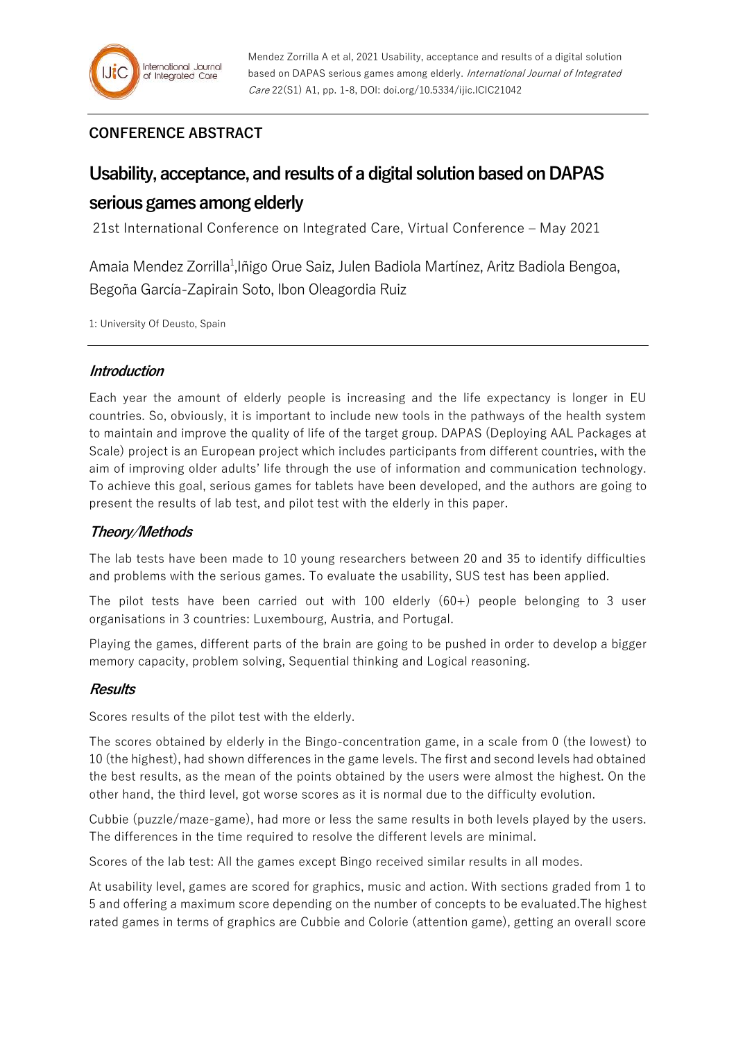## CONFERENCE ABSTRACT

# Usability, acceptance, and results of a digital solution based on DAPAS serious games among elderly

21st International Conference on Integrated Care, Virtual Conference – May 2021

Amaia Mendez Zorrilla[1],Iñigo Orue Saiz, Julen Badiola Martínez, Aritz Badiola Bengoa, Begoña García-Zapirain Soto, Ibon Oleagordia Ruiz

1: University Of Deusto, Spain

### *Introduction*

Each year the amount of elderly people is increasing and the life expectancy is longer in EU countries. So, obviously, it is important to include new tools in the pathways of the health system to maintain and improve the quality of life of the target group. DAPAS (Deploying AAL Packages at Scale) project is an European project which includes participants from different countries, with the aim of improving older adults' life through the use of information and communication technology. To achieve this goal, serious games for tablets have been developed, and the authors are going to present the results of lab test, and pilot test with the elderly in this paper.

### *Theory/Methods*

The lab tests have been made to 10 young researchers between 20 and 35 to identify difficulties and problems with the serious games. To evaluate the usability, SUS test has been applied.

The pilot tests have been carried out with 100 elderly (60+) people belonging to 3 user organisations in 3 countries: Luxembourg, Austria, and Portugal.

Playing the games, different parts of the brain are going to be pushed in order to develop a bigger memory capacity, problem solving, Sequential thinking and Logical reasoning.

### *Results*

Scores results of the pilot test with the elderly.

The scores obtained by elderly in the Bingo-concentration game, in a scale from 0 (the lowest) to 10 (the highest), had shown differences in the game levels. The first and second levels had obtained the best results, as the mean of the points obtained by the users were almost the highest. On the other hand, the third level, got worse scores as it is normal due to the difficulty evolution.

Cubbie (puzzle/maze-game), had more or less the same results in both levels played by the users. The differences in the time required to resolve the different levels are minimal.

Scores of the lab test: All the games except Bingo received similar results in all modes.

At usability level, games are scored for graphics, music and action. With sections graded from 1 to 5 and offering a maximum score depending on the number of concepts to be evaluated.The highest rated games in terms of graphics are Cubbie and Colorie (attention game), getting an overall score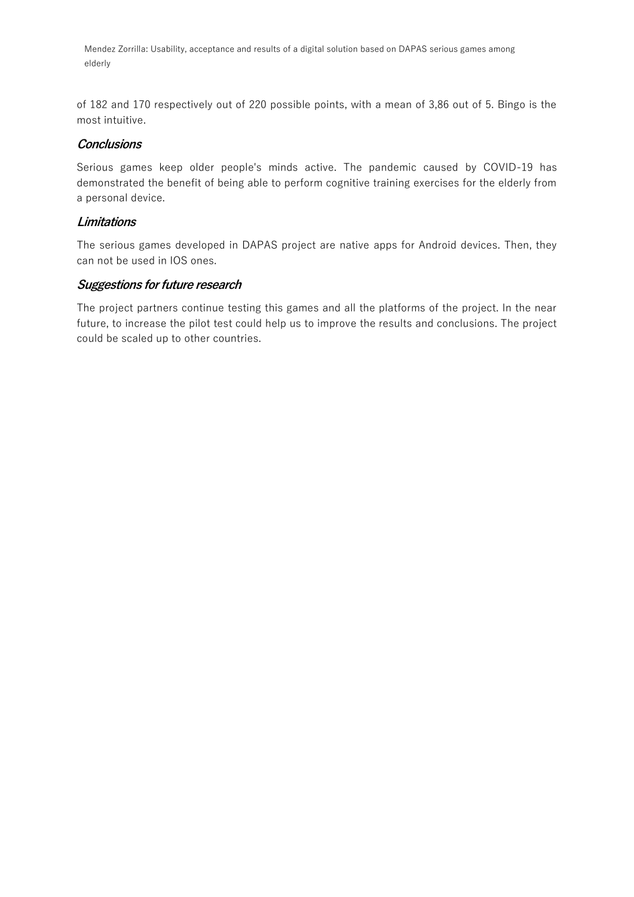of 182 and 170 respectively out of 220 possible points, with a mean of 3,86 out of 5. Bingo is the most intuitive.

### *Conclusions*

Serious games keep older people's minds active. The pandemic caused by COVID-19 has demonstrated the benefit of being able to perform cognitive training exercises for the elderly from a personal device.

### *Limitations*

The serious games developed in DAPAS project are native apps for Android devices. Then, they can not be used in IOS ones.

### *Suggestions for future research*

The project partners continue testing this games and all the platforms of the project. In the near future, to increase the pilot test could help us to improve the results and conclusions. The project could be scaled up to other countries.